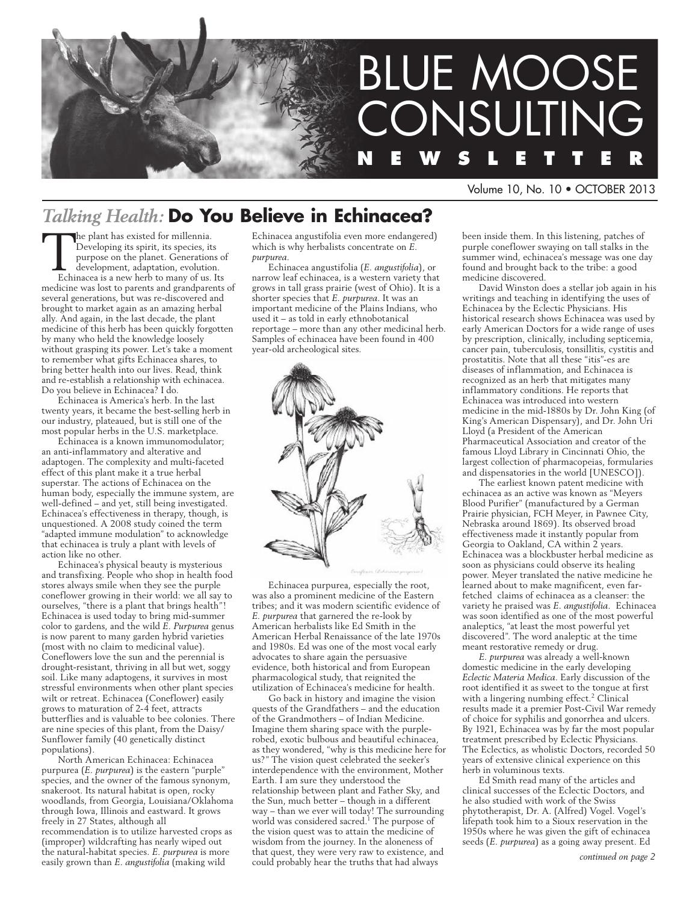# BLUE MOOSE CONSULTING NEWSLETTER

Volume 10, No. 10 • OCTOBER 2013

## *Talking Health:* Do You Believe in Echinacea?

The plant has existed for millennia. Developing its spirit, its species, its purpose on the planet. Generations of development, adaptation, evolution. Echinacea is a new herb to many of us. Its medicine was lost to parents and grandparents of several generations, but was re-discovered and brought to market again as an amazing herbal ally. And again, in the last decade, the plant medicine of this herb has been quickly forgotten by many who held the knowledge loosely without grasping its power. Let's take a moment to remember what gifts Echinacea shares, to bring better health into our lives. Read, think and re-establish a relationship with echinacea. Do you believe in Echinacea? I do.

Echinacea is America's herb. In the last twenty years, it became the best-selling herb in our industry, plateaued, but is still one of the most popular herbs in the U.S. marketplace.

Echinacea is a known immunomodulator; an anti-inflammatory and alterative and adaptogen. The complexity and multi-faceted effect of this plant make it a true herbal superstar. The actions of Echinacea on the human body, especially the immune system, are well-defined – and yet, still being investigated. Echinacea's effectiveness in therapy, though, is unquestioned. A 2008 study coined the term "adapted immune modulation" to acknowledge that echinacea is truly a plant with levels of action like no other.

Echinacea's physical beauty is mysterious and transfixing. People who shop in health food stores always smile when they see the purple coneflower growing in their world: we all say to ourselves, "there is a plant that brings health"! Echinacea is used today to bring mid-summer color to gardens, and the wild *E. Purpurea* genus is now parent to many garden hybrid varieties (most with no claim to medicinal value). Coneflowers love the sun and the perennial is drought-resistant, thriving in all but wet, soggy soil. Like many adaptogens, it survives in most stressful environments when other plant species wilt or retreat. Echinacea (Coneflower) easily grows to maturation of 2-4 feet, attracts butterflies and is valuable to bee colonies. There are nine species of this plant, from the Daisy/Sunflower family (40 genetically distinct populations).

North American Echinacea: Echinacea purpurea (*E. purpurea*) is the eastern "purple" species, and the owner of the famous synonym, snakeroot. Its natural habitat is open, rocky woodlands, from Georgia, Louisiana/Oklahoma through Iowa, Illinois and eastward. It grows freely in 27 States, although all recommendation is to utilize harvested crops as (improper) wildcrafting has nearly wiped out the natural-habitat species. *E. purpurea* is more easily grown than *E. angustifolia* (making wild Echinacea angustifolia even more endangered) which is why herbalists concentrate on *E. purpurea*.

Echinacea angustifolia (*E. angustifolia*), or narrow leaf echinacea, is a western variety that grows in tall grass prairie (west of Ohio). It is a shorter species that *E. purpurea*. It was an important medicine of the Plains Indians, who used it – as told in early ethnobotanical reportage – more than any other medicinal herb. Samples of echinacea have been found in 400 year-old archeological sites.

Echinacea purpurea, especially the root, was also a prominent medicine of the Eastern tribes; and it was modern scientific evidence of *E. purpurea* that garnered the re-look by American herbalists like Ed Smith in the American Herbal Renaissance of the late 1970s and 1980s. Ed was one of the most vocal early advocates to share again the persuasive evidence, both historical and from European pharmacological study, that reignited the utilization of Echinacea's medicine for health.

Go back in history and imagine the vision quests of the Grandfathers – and the education of the Grandmothers – of Indian Medicine. Imagine them sharing space with the purple-robed, exotic bulbous and beautiful echinacea, as they wondered, "why is this medicine here for us?" The vision quest celebrated the seeker's interdependence with the environment, Mother Earth. I am sure they understood the relationship between plant and Father Sky, and the Sun, much better – though in a different way – than we ever will today! The surrounding world was considered sacred.[1] The purpose of the vision quest was to attain the medicine of wisdom from the journey. In the aloneness of that quest, they were very raw to existence, and could probably hear the truths that had always been inside them. In this listening, patches of purple coneflower swaying on tall stalks in the summer wind, echinacea's message was one day found and brought back to the tribe: a good medicine discovered.

David Winston does a stellar job again in his writings and teaching in identifying the uses of Echinacea by the Eclectic Physicians. His historical research shows Echinacea was used by early American Doctors for a wide range of uses by prescription, clinically, including septicemia, cancer pain, tuberculosis, tonsillitis, cystitis and prostatitis. Note that all these "itis"-es are diseases of inflammation, and Echinacea is recognized as an herb that mitigates many inflammatory conditions. He reports that Echinacea was introduced into western medicine in the mid-1880s by Dr. John King (of King's American Dispensary), and Dr. John Uri Lloyd (a President of the American Pharmaceutical Association and creator of the famous Lloyd Library in Cincinnati Ohio, the largest collection of pharmacopeias, formularies and dispensatories in the world [UNESCO]).

The earliest known patent medicine with echinacea as an active was known as "Meyers Blood Purifier" (manufactured by a German Prairie physician, FCH Meyer, in Pawnee City, Nebraska around 1869). Its observed broad effectiveness made it instantly popular from Georgia to Oakland, CA within 2 years. Echinacea was a blockbuster herbal medicine as soon as physicians could observe its healing power. Meyer translated the native medicine he learned about to make magnificent, even far-fetched claims of echinacea as a cleanser: the variety he praised was *E. angustifolia*. Echinacea was soon identified as one of the most powerful analeptics, "at least the most powerful yet discovered". The word analeptic at the time meant restorative remedy or drug.

*E. purpurea* was already a well-known domestic medicine in the early developing *Eclectic Materia Medica*. Early discussion of the root identified it as sweet to the tongue at first with a lingering numbing effect.[2] Clinical results made it a premier Post-Civil War remedy of choice for syphilis and gonorrhea and ulcers. By 1921, Echinacea was by far the most popular treatment prescribed by Eclectic Physicians. The Eclectics, as wholistic Doctors, recorded 50 years of extensive clinical experience on this herb in voluminous texts.

Ed Smith read many of the articles and clinical successes of the Eclectic Doctors, and he also studied with work of the Swiss phytotherapist, Dr. A. (Alfred) Vogel. Vogel's lifepath took him to a Sioux reservation in the 1950s where he was given the gift of echinacea seeds (*E. purpurea*) as a going away present. Ed

*continued on page 2*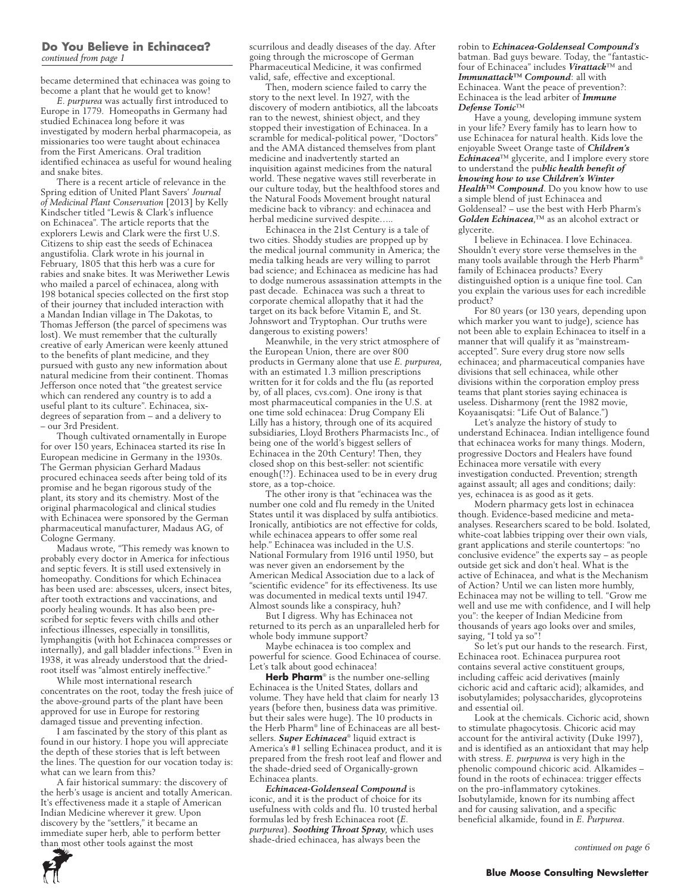## Do You Believe in Echinacea?

*continued from page 1*

became determined that echinacea was going to become a plant that he would get to know!

*E. purpurea* was actually first introduced to Europe in 1779. Homeopaths in Germany had studied Echinacea long before it was investigated by modern herbal pharmacopeia, as missionaries too were taught about echinacea from the First Americans. Oral tradition identified echinacea as useful for wound healing and snake bites.

There is a recent article of relevance in the Spring edition of United Plant Savers' *Journal of Medicinal Plant Conservation* [2013] by Kelly Kindscher titled "Lewis & Clark's influence on Echinacea". The article reports that the explorers Lewis and Clark were the first U.S. Citizens to ship east the seeds of Echinacea angustifolia. Clark wrote in his journal in February, 1805 that this herb was a cure for rabies and snake bites. It was Meriwether Lewis who mailed a parcel of echinacea, along with 198 botanical species collected on the first stop of their journey that included interaction with a Mandan Indian village in The Dakotas, to Thomas Jefferson (the parcel of specimens was lost). We must remember that the culturally creative of early American were keenly attuned to the benefits of plant medicine, and they pursued with gusto any new information about natural medicine from their continent. Thomas Jefferson once noted that "the greatest service which can rendered any country is to add a useful plant to its culture". Echinacea, six-degrees of separation from – and a delivery to – our 3rd President.

Though cultivated ornamentally in Europe for over 150 years, Echinacea started its rise In European medicine in Germany in the 1930s. The German physician Gerhard Madaus procured echinacea seeds after being told of its promise and he began rigorous study of the plant, its story and its chemistry. Most of the original pharmacological and clinical studies with Echinacea were sponsored by the German pharmaceutical manufacturer, Madaus AG, of Cologne Germany.

Madaus wrote, "This remedy was known to probably every doctor in America for infectious and septic fevers. It is still used extensively in homeopathy. Conditions for which Echinacea has been used are: abscesses, ulcers, insect bites, after tooth extractions and vaccinations, and poorly healing wounds. It has also been pre-scribed for septic fevers with chills and other infectious illnesses, especially in tonsillitis, lymphangitis (with hot Echinacea compresses or internally), and gall bladder infections."[3] Even in 1938, it was already understood that the dried-root itself was "almost entirely ineffective."

While most international research concentrates on the root, today the fresh juice of the above-ground parts of the plant have been approved for use in Europe for restoring damaged tissue and preventing infection.

I am fascinated by the story of this plant as found in our history. I hope you will appreciate the depth of these stories that is left between the lines. The question for our vocation today is: what can we learn from this?

A fair historical summary: the discovery of the herb's usage is ancient and totally American. It's effectiveness made it a staple of American Indian Medicine wherever it grew. Upon discovery by the "settlers," it became an immediate super herb, able to perform better than most other tools against the most scurrilous and deadly diseases of the day. After going through the microscope of German Pharmaceutical Medicine, it was confirmed valid, safe, effective and exceptional.

Then, modern science failed to carry the story to the next level. In 1927, with the discovery of modern antibiotics, all the labcoats ran to the newest, shiniest object, and they stopped their investigation of Echinacea. In a scramble for medical-political power, "Doctors" and the AMA distanced themselves from plant medicine and inadvertently started an inquisition against medicines from the natural world. These negative waves still reverberate in our culture today, but the healthfood stores and the Natural Foods Movement brought natural medicine back to vibrancy: and echinacea and herbal medicine survived despite.....

Echinacea in the 21st Century is a tale of two cities. Shoddy studies are propped up by the medical journal community in America; the media talking heads are very willing to parrot bad science; and Echinacea as medicine has had to dodge numerous assassination attempts in the past decade. Echinacea was such a threat to corporate chemical allopathy that it had the target on its back before Vitamin E, and St. Johnswort and Tryptophan. Our truths were dangerous to existing powers!

Meanwhile, in the very strict atmosphere of the European Union, there are over 800 products in Germany alone that use *E. purpurea*, with an estimated 1.3 million prescriptions written for it for colds and the flu (as reported by, of all places, cvs.com). One irony is that most pharmaceutical companies in the U.S. at one time sold echinacea: Drug Company Eli Lilly has a history, through one of its acquired subsidiaries, Lloyd Brothers Pharmacists Inc., of being one of the world's biggest sellers of Echinacea in the 20th Century! Then, they closed shop on this best-seller: not scientific enough(!?). Echinacea used to be in every drug store, as a top-choice.

The other irony is that "echinacea was the number one cold and flu remedy in the United States until it was displaced by sulfa antibiotics. Ironically, antibiotics are not effective for colds, while echinacea appears to offer some real help." Echinacea was included in the U.S. National Formulary from 1916 until 1950, but was never given an endorsement by the American Medical Association due to a lack of "scientific evidence" for its effectiveness. Its use was documented in medical texts until 1947. Almost sounds like a conspiracy, huh?

But I digress. Why has Echinacea not returned to its perch as an unparalleled herb for whole body immune support?

Maybe echinacea is too complex and powerful for science. Good Echinacea of course. Let's talk about good echinacea!

**Herb Pharm**® is the number one-selling Echinacea is the United States, dollars and volume. They have held that claim for nearly 13 years (before then, business data was primitive. but their sales were huge). The 10 products in the Herb Pharm® line of Echinaceas are all best-sellers. ***Super Echinacea***® liquid extract is America's #1 selling Echinacea product, and it is prepared from the fresh root leaf and flower and the shade-dried seed of Organically-grown Echinacea plants.

***Echinacea-Goldenseal Compound*** is iconic, and it is the product of choice for its usefulness with colds and flu. 10 trusted herbal formulas led by fresh Echinacea root (*E. purpurea*). ***Soothing Throat Spray***, which uses shade-dried echinacea, has always been the robin to ***Echinacea-Goldenseal Compound's*** batman. Bad guys beware. Today, the "fantastic-four of Echinacea" includes ***Virattack***™ and ***Immunattack***™ ***Compound***: all with Echinacea. Want the peace of prevention?: Echinacea is the lead arbiter of ***Immune Defense Tonic***™

Have a young, developing immune system in your life? Every family has to learn how to use Echinacea for natural health. Kids love the enjoyable Sweet Orange taste of ***Children's Echinacea***™ glycerite, and I implore every store to understand the pu***blic health benefit of knowing how to use Children's Winter Health***™ ***Compound***. Do you know how to use a simple blend of just Echinacea and Goldenseal? – use the best with Herb Pharm's ***Golden Echinacea***,™ as an alcohol extract or glycerite.

I believe in Echinacea. I love Echinacea. Shouldn't every store verse themselves in the many tools available through the Herb Pharm® family of Echinacea products? Every distinguished option is a unique fine tool. Can you explain the various uses for each incredible product?

For 80 years (or 130 years, depending upon which marker you want to judge), science has not been able to explain Echinacea to itself in a manner that will qualify it as "mainstream-accepted". Sure every drug store now sells echinacea; and pharmaceutical companies have divisions that sell echinacea, while other divisions within the corporation employ press teams that plant stories saying echinacea is useless. Disharmony (rent the 1982 movie, Koyaanisqatsi: "Life Out of Balance.")

Let's analyze the history of study to understand Echinacea. Indian intelligence found that echinacea works for many things. Modern, progressive Doctors and Healers have found Echinacea more versatile with every investigation conducted. Prevention; strength against assault; all ages and conditions; daily: yes, echinacea is as good as it gets.

Modern pharmacy gets lost in echinacea though. Evidence-based medicine and meta-analyses. Researchers scared to be bold. Isolated, white-coat labbies tripping over their own vials, grant applications and sterile countertops: "no conclusive evidence" the experts say – as people outside get sick and don't heal. What is the active of Echinacea, and what is the Mechanism of Action? Until we can listen more humbly, Echinacea may not be willing to tell. "Grow me well and use me with confidence, and I will help you": the keeper of Indian Medicine from thousands of years ago looks over and smiles, saying, "I told ya so"!

So let's put our hands to the research. First, Echinacea root. Echinacea purpurea root contains several active constituent groups, including caffeic acid derivatives (mainly cichoric acid and caftaric acid); alkamides, and isobutylamides; polysaccharides, glycoproteins and essential oil.

Look at the chemicals. Cichoric acid, shown to stimulate phagocytosis. Chicoric acid may account for the antiviral activity (Duke 1997), and is identified as an antioxidant that may help with stress. *E. purpurea* is very high in the phenolic compound chicoric acid. Alkamides – found in the roots of echinacea: trigger effects on the pro-inflammatory cytokines. Isobutylamide, known for its numbing affect and for causing salivation, and a specific beneficial alkamide, found in *E. Purpurea*.

*continued on page 6*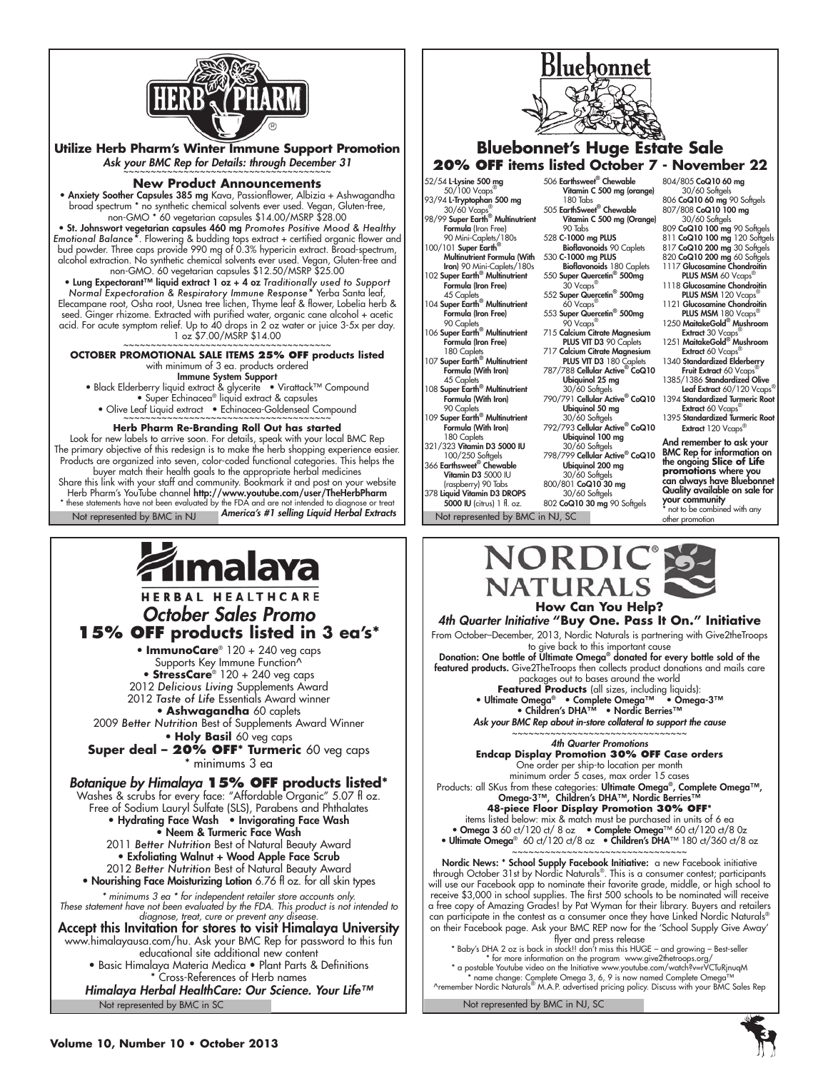# HERB PHARM

## Utilize Herb Pharm's Winter Immune Support Promotion

*Ask your BMC Rep for Details: through December 31*

### New Product Announcements

- **Anxiety Soother Capsules 385 mg** Kava, Passionflower, Albizia + Ashwagandha broad spectrum * no synthetic chemical solvents ever used. Vegan, Gluten-free, non-GMO * 60 vegetarian capsules $14.00/MSRP $28.00
- **St. Johnswort vegetarian capsules 460 mg** *Promotes Positive Mood & Healthy Emotional Balance**. Flowering & budding tops extract + certified organic flower and bud powder. Three caps provide 990 mg of 0.3% hypericin extract. Broad-spectrum, alcohol extraction. No synthetic chemical solvents ever used. Vegan, Gluten-free and non-GMO. 60 vegetarian capsules $12.50/MSRP $25.00
- **Lung Expectorant™ liquid extract 1 oz + 4 oz** *Traditionally used to Support Normal Expectoration & Respiratory Immune Response** Yerba Santa leaf, Elecampane root, Osha root, Usnea tree lichen, Thyme leaf & flower, Lobelia herb & seed. Ginger rhizome. Extracted with purified water, organic cane alcohol + acetic acid. For acute symptom relief. Up to 40 drops in 2 oz water or juice 3-5x per day. 1 oz $7.00/MSRP $14.00

### OCTOBER PROMOTIONAL SALE ITEMS 25% OFF products listed

with minimum of 3 ea. products ordered

**Immune System Support**

- Black Elderberry liquid extract & glycerite • Virattack™ Compound
- Super Echinacea® liquid extract & capsules
- Olive Leaf Liquid extract • Echinacea-Goldenseal Compound

### Herb Pharm Re-Branding Roll Out has started

Look for new labels to arrive soon. For details, speak with your local BMC Rep. The primary objective of this redesign is to make the herb shopping experience easier. Products are organized into seven, color-coded functional categories. This helps the buyer match their health goals to the appropriate herbal medicines. Share this link with your staff and community. Bookmark it and post on your website Herb Pharm's YouTube channel **http://www.youtube.com/user/TheHerbPharm**

* these statements have not been evaluated by the FDA and are not intended to diagnose or treat

Not represented by BMC in NJ

*America's #1 selling Liquid Herbal Extracts*

---

# Bluebonnet

## Bluebonnet's Huge Estate Sale

### 20% OFF items listed October 7 - November 22

- 52/54 **L-Lysine 500 mg** 50/100 Vcaps®
- 93/94 **L-Tryptophan 500 mg** 30/60 Vcaps®
- 98/99 **Super Earth® Multinutrient Formula** (Iron Free) 90 Mini-Caplets/180s
- 100/101 **Super Earth® Multinutrient Formula (With Iron)** 90 Mini-Caplets/180s
- 102 **Super Earth® Multinutrient Formula (Iron Free)** 45 Caplets
- 104 **Super Earth® Multinutrient Formula (Iron Free)** 90 Caplets
- 106 **Super Earth® Multinutrient Formula (Iron Free)** 180 Caplets
- 107 **Super Earth® Multinutrient Formula (With Iron)** 45 Caplets
- 108 **Super Earth® Multinutrient Formula (With Iron)** 90 Caplets
- 109 **Super Earth® Multinutrient Formula (With Iron)** 180 Caplets
- 321/323 **Vitamin D3 5000 IU** 100/250 Softgels
- 366 **Earthsweet® Chewable Vitamin D3** 5000 IU (raspberry) 90 Tabs
- 378 **Liquid Vitamin D3 DROPS 5000 IU** (citrus) 1 fl. oz.
- 506 **Earthsweet® Chewable Vitamin C 500 mg (orange)** 180 Tabs
- 505 **EarthSweet® Chewable Vitamin C 500 mg (Orange)** 90 Tabs
- 528 **C-1000 mg PLUS Bioflavonoids** 90 Caplets
- 530 **C-1000 mg PLUS Bioflavonoids** 180 Caplets
- 550 **Super Quercetin® 500mg** 30 Vcaps®
- 552 **Super Quercetin® 500mg** 60 Vcaps®
- 553 **Super Quercetin® 500mg** 90 Vcaps®
- 715 **Calcium Citrate Magnesium PLUS VIT D3** 90 Caplets
- 717 **Calcium Citrate Magnesium PLUS VIT D3** 180 Caplets
- 787/788 **Cellular Active® CoQ10 Ubiquinol 25 mg** 30/60 Softgels
- 790/791 **Cellular Active® CoQ10 Ubiquinol 50 mg** 30/60 Softgels
- 792/793 **Cellular Active® CoQ10 Ubiquinol 100 mg** 30/60 Softgels
- 798/799 **Cellular Active® CoQ10 Ubiquinol 200 mg** 30/60 Softgels
- 800/801 **CoQ10 30 mg** 30/60 Softgels
- 802 **CoQ10 30 mg** 90 Softgels
- 804/805 **CoQ10 60 mg** 30/60 Softgels
- 806 **CoQ10 60 mg** 90 Softgels
- 807/808 **CoQ10 100 mg** 30/60 Softgels
- 809 **CoQ10 100 mg** 90 Softgels
- 811 **CoQ10 100 mg** 120 Softgels
- 817 **CoQ10 200 mg** 30 Softgels
- 820 **CoQ10 200 mg** 60 Softgels
- 1117 **Glucosamine Chondroitin PLUS MSM** 60 Vcaps®
- 1118 **Glucosamine Chondroitin PLUS MSM** 120 Vcaps®
- 1121 **Glucosamine Chondroitin PLUS MSM** 180 Vcaps®
- 1250 **MaitakeGold® Mushroom Extract** 30 Vcaps®
- 1251 **MaitakeGold® Mushroom Extract** 60 Vcaps®
- 1340 **Standardized Elderberry Fruit Extract** 60 Vcaps®
- 1385/1386 **Standardized Olive Leaf Extract** 60/120 Vcaps®
- 1394 **Standardized Turmeric Root Extract** 60 Vcaps®
- 1395 **Standardized Turmeric Root Extract** 120 Vcaps®

**And remember to ask your BMC Rep for information on the ongoing Slice of Life promotions where you can always have Bluebonnet Quality available on sale for your community**

* not to be combined with any other promotion

Not represented by BMC in NJ, SC

---

# Himalaya

HERBAL HEALTHCARE

## *October Sales Promo*

### 15% OFF products listed in 3 ea's*

- **ImmunoCare®** 120 + 240 veg caps
  Supports Key Immune Function^
- **StressCare®** 120 + 240 veg caps
  2012 *Delicious Living* Supplements Award
  2012 *Taste of Life* Essentials Award winner
- **Ashwagandha** 60 caplets
  2009 *Better Nutrition* Best of Supplements Award Winner
- **Holy Basil** 60 veg caps

**Super deal – 20% OFF* Turmeric** 60 veg caps
* minimums 3 ea

### *Botanique by Himalaya* 15% OFF products listed*

Washes & scrubs for every face: "Affordable Organic" 5.07 fl oz.
Free of Sodium Lauryl Sulfate (SLS), Parabens and Phthalates

- **Hydrating Face Wash** • **Invigorating Face Wash**
- **Neem & Turmeric Face Wash**
  2011 *Better Nutrition* Best of Natural Beauty Award
- **Exfoliating Walnut + Wood Apple Face Scrub**
  2012 *Better Nutrition* Best of Natural Beauty Award
- **Nourishing Face Moisturizing Lotion** 6.76 fl oz. for all skin types

*\* minimums 3 ea \* for independent retailer store accounts only. These statement have not been evaluated by the FDA. This product is not intended to diagnose, treat, cure or prevent any disease.*

### Accept this Invitation for stores to visit Himalaya University

www.himalayausa.com/hu. Ask your BMC Rep for password to this fun educational site additional new content

- Basic Himalaya Materia Medica • Plant Parts & Definitions
- Cross-References of Herb names

***Himalaya Herbal HealthCare: Our Science. Your Life™***

Not represented by BMC in SC

---

# NORDIC NATURALS

### How Can You Help?

### *4th Quarter Initiative* "Buy One. Pass It On." Initiative

From October–December, 2013, Nordic Naturals is partnering with Give2theTroops to give back to this important cause

**Donation: One bottle of Ultimate Omega® donated for every bottle sold of the featured products.** Give2TheTroops then collects product donations and mails care packages out to bases around the world

**Featured Products** (all sizes, including liquids):

- **Ultimate Omega®** • **Complete Omega™** • **Omega-3™**
- **Children's DHA™** • **Nordic Berries™**

*Ask your BMC Rep about in-store collateral to support the cause*

### *4th Quarter Promotions*

**Endcap Display Promotion 30% OFF Case orders**

One order per ship-to location per month
minimum order 5 cases, max order 15 cases

Products: all SKus from these categories: **Ultimate Omega®, Complete Omega™, Omega-3™, Children's DHA™, Nordic Berries™**

**48-piece Floor Display Promotion 30% OFF***

items listed below: mix & match must be purchased in units of 6 ea

- **Omega 3** 60 ct/120 ct/ 8 oz • **Complete Omega**™ 60 ct/120 ct/8 0z
- **Ultimate Omega®** 60 ct/120 ct/8 oz • **Children's DHA**™ 180 ct/360 ct/8 oz

**Nordic News: * School Supply Facebook Initiative:** a new Facebook initiative through October 31st by Nordic Naturals®. This is a consumer contest; participants will use our Facebook app to nominate their favorite grade, middle, or high school to receive $3,000 in school supplies. The first 500 schools to be nominated will receive a free copy of Amazing Grades! by Pat Wyman for their library. Buyers and retailers can participate in the contest as a consumer once they have Linked Nordic Naturals® on their Facebook page. Ask your BMC REP now for the 'School Supply Give Away' flyer and press release

* Baby's DHA 2 oz is back in stock!! don't miss this HUGE – and growing – Best-seller
* for more information on the program www.give2thetroops.org/
* a postable Youtube video on the Initiative www.youtube.com/watch?v=rVCTuRjnuqM
* name change: Complete Omega 3, 6, 9 is now named Complete Omega™

^remember Nordic Naturals® M.A.P. advertised pricing policy. Discuss with your BMC Sales Rep

Not represented by BMC in NJ, SC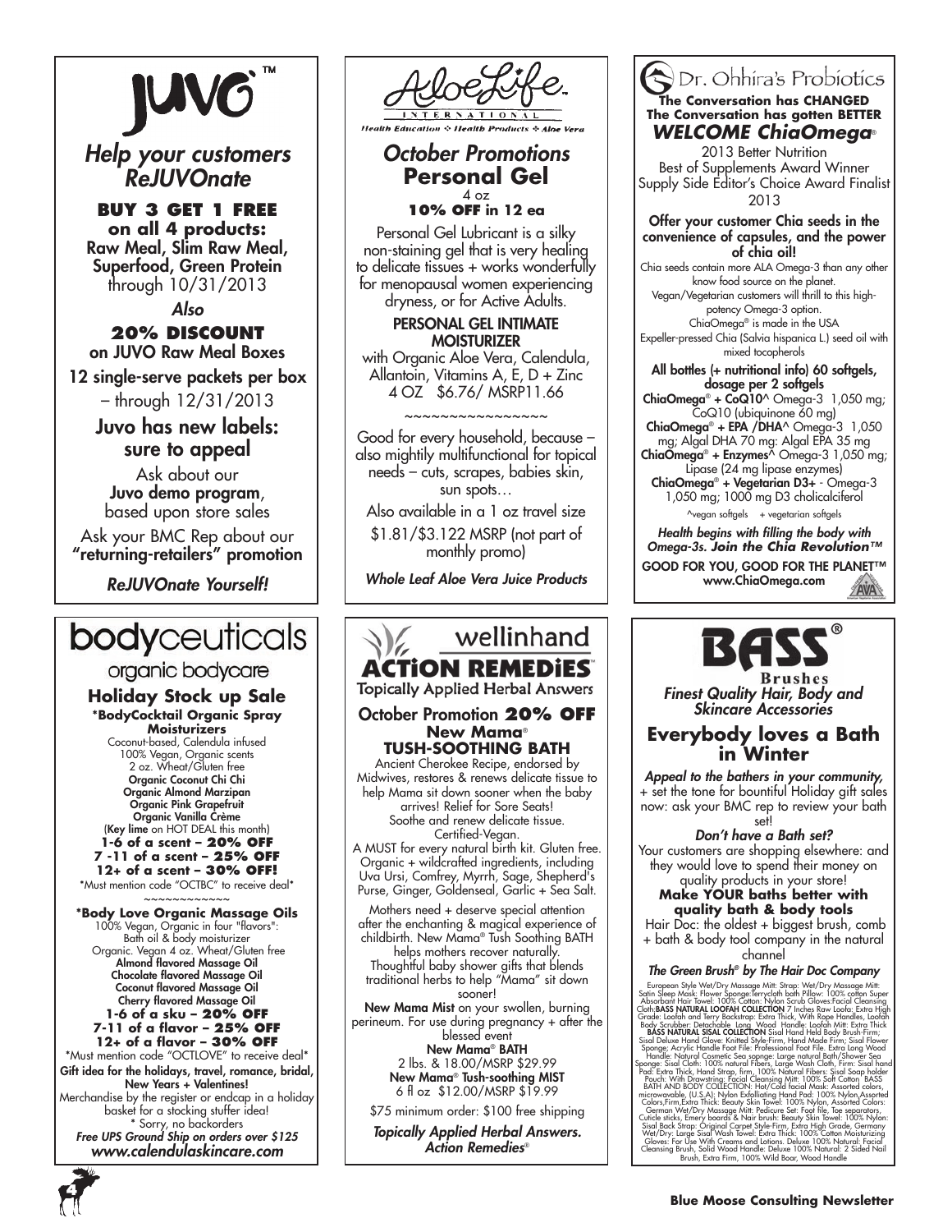# JUVO™

## *Help your customers ReJUVOnate*

**BUY 3 GET 1 FREE**
**on all 4 products:**
Raw Meal, Slim Raw Meal, Superfood, Green Protein
through 10/31/2013

*Also*

**20% DISCOUNT**
on JUVO Raw Meal Boxes

12 single-serve packets per box – through 12/31/2013

**Juvo has new labels: sure to appeal**

Ask about our **Juvo demo program**, based upon store sales

Ask your BMC Rep about our **"returning-retailers" promotion**

*ReJUVOnate Yourself!*

---

# AloeLife International

Health Education ❖ Health Products ❖ Aloe Vera

## *October Promotions*
## Personal Gel

4 oz
**10% OFF in 12 ea**

Personal Gel Lubricant is a silky non-staining gel that is very healing to delicate tissues + works wonderfully for menopausal women experiencing dryness, or for Active Adults.

**PERSONAL GEL INTIMATE MOISTURIZER**
with Organic Aloe Vera, Calendula, Allantoin, Vitamins A, E, D + Zinc
4 OZ $6.76/ MSRP11.66

~~~~~~~~~~~~~~~~

Good for every household, because – also mightily multifunctional for topical needs – cuts, scrapes, babies skin, sun spots…

Also available in a 1 oz travel size
$1.81/$3.122 MSRP (not part of monthly promo)

*Whole Leaf Aloe Vera Juice Products*

---

# Dr. Ohhira's Probiotics

**The Conversation has CHANGED**
**The Conversation has gotten BETTER**

## *WELCOME ChiaOmega®*

2013 Better Nutrition
Best of Supplements Award Winner
Supply Side Editor's Choice Award Finalist 2013

**Offer your customer Chia seeds in the convenience of capsules, and the power of chia oil!**

Chia seeds contain more ALA Omega-3 than any other know food source on the planet.
Vegan/Vegetarian customers will thrill to this high-potency Omega-3 option.
ChiaOmega® is made in the USA
Expeller-pressed Chia (Salvia hispanica L.) seed oil with mixed tocopherols

**All bottles (+ nutritional info) 60 softgels, dosage per 2 softgels**

**ChiaOmega® + CoQ10^** Omega-3 1,050 mg; CoQ10 (ubiquinone 60 mg)
**ChiaOmega® + EPA /DHA^** Omega-3 1,050 mg; Algal DHA 70 mg: Algal EPA 35 mg
**ChiaOmega® + Enzymes^** Omega-3 1,050 mg; Lipase (24 mg lipase enzymes)
**ChiaOmega® + Vegetarian D3+** - Omega-3 1,050 mg; 1000 mg D3 cholicalciferol

^vegan softgels + vegetarian softgels

***Health begins with filling the body with Omega-3s. Join the Chia Revolution™***

**GOOD FOR YOU, GOOD FOR THE PLANET™**
**www.ChiaOmega.com**

---

# bodyceuticals

organic bodycare

## Holiday Stock up Sale

**\*BodyCocktail Organic Spray Moisturizers**
Coconut-based, Calendula infused
100% Vegan, Organic scents
2 oz. Wheat/Gluten free
**Organic Coconut Chi Chi**
**Organic Almond Marzipan**
**Organic Pink Grapefruit**
**Organic Vanilla Crème**
(**Key lime** on HOT DEAL this month)
**1-6 of a scent – 20% OFF**
**7 -11 of a scent – 25% OFF**
**12+ of a scent – 30% OFF!**
\*Must mention code "OCTBC" to receive deal\*

~~~~~~~~~~~~

**\*Body Love Organic Massage Oils**
100% Vegan, Organic in four "flavors":
Bath oil & body moisturizer
Organic. Vegan 4 oz. Wheat/Gluten free
**Almond flavored Massage Oil**
**Chocolate flavored Massage Oil**
**Coconut flavored Massage Oil**
**Cherry flavored Massage Oil**
**1-6 of a sku – 20% OFF**
**7-11 of a flavor – 25% OFF**
**12+ of a flavor – 30% OFF**
\*Must mention code "OCTLOVE" to receive deal\*

**Gift idea for the holidays, travel, romance, bridal, New Years + Valentines!**

Merchandise by the register or endcap in a holiday basket for a stocking stuffer idea!
\* Sorry, no backorders

***Free UPS Ground Ship on orders over $125***
***www.calendulaskincare.com***

---

# wellinhand ACTION REMEDIES™

Topically Applied Herbal Answers

## October Promotion 20% OFF
## New Mama® TUSH-SOOTHING BATH

Ancient Cherokee Recipe, endorsed by Midwives, restores & renews delicate tissue to help Mama sit down sooner when the baby arrives! Relief for Sore Seats!
Soothe and renew delicate tissue.
Certified-Vegan.
A MUST for every natural birth kit. Gluten free. Organic + wildcrafted ingredients, including Uva Ursi, Comfrey, Myrrh, Sage, Shepherd's Purse, Ginger, Goldenseal, Garlic + Sea Salt.

Mothers need + deserve special attention after the enchanting & magical experience of childbirth. New Mama® Tush Soothing BATH helps mothers recover naturally.
Thoughtful baby shower gifts that blends traditional herbs to help "Mama" sit down sooner!

**New Mama Mist** on your swollen, burning perineum. For use during pregnancy + after the blessed event

**New Mama® BATH**
2 lbs. & 18.00/MSRP $29.99
**New Mama® Tush-soothing MIST**
6 fl oz $12.00/MSRP $19.99

$75 minimum order: $100 free shipping

***Topically Applied Herbal Answers. Action Remedies®***

---

# BASS® Brushes

***Finest Quality Hair, Body and Skincare Accessories***

## Everybody loves a Bath in Winter

*Appeal to the bathers in your community,* + set the tone for bountiful Holiday gift sales now: ask your BMC rep to review your bath set!

***Don't have a Bath set?***

Your customers are shopping elsewhere: and they would love to spend their money on quality products in your store!

**Make YOUR baths better with quality bath & body tools**

Hair Doc: the oldest + biggest brush, comb + bath & body tool company in the natural channel

***The Green Brush® by The Hair Doc Company***

European Style Wet/Dry Massage Mitt: Strap: Wet/Dry Massage Mitt: Satin Sleep Mask: Flower Sponge:Terrycloth bath Pillow: 100% cotton Super Absorbant Hair Towel: 100% Cotton: Nylon Scrub Gloves:Facial Cleansing Cloth;**BASS NATURAL LOOFAH COLLECTION** 7 Inches Raw Loofa: Extra High Grade: Loofah and Terry Backstrap: Extra Thick, With Rope Handles, Loofah Body Scrubber: Detachable Long Wood Handle: Loofah Mitt: Extra Thick **BASS NATURAL SISAL COLLECTION** Sisal Hand Held Body Brush-Firm; Sisal Deluxe Hand Glove: Knitted Style-Firm, Hand Made Firm; Sisal Flower Sponge; Acrylic Handle Foot File: Professional Foot File. Extra Long Wood Handle: Natural Cosmetic Sea sopnge: Large natural Bath/Shower Sea Sponge: Sisal Cloth: 100% natural Fibers, Large Wash Cloth, Firm: Sisal hand Pad: Extra Thick, Hand Strap, firm, 100% Natural Fibers: Sisal Soap holder Pouch: With Drawstring: Facial Cleansing Mitt: 100% Soft Cotton BASS BATH AND BODY COLLECTION: Hot/Cold facial Mask: Assorted colors, microwavable, (U.S.A); Nylon Exfoliating Hand Pad: 100% Nylon,Assorted Colors,Firm,Extra Thick: Beauty Skin Towel: 100% Nylon, Assorted Colors: German Wet/Dry Massage Mitt: Pedicure Set: Foot file, Toe separators, Cuticle sticks, Emery boards & Nair brush: Beauty Skin Towel: 100% Nylon: Sisal Back Strap: Original Carpet Style-Firm, Extra High Grade, Germany Wet/Dry: Large Sisal Wash Towel: Extra Thick: 100% Cotton Moisturizing Gloves: For Use With Creams and Lotions. Deluxe 100% Natural: Facial Cleansing Brush, Solid Wood Handle: Deluxe 100% Natural: 2 Sided Nail Brush, Extra Firm, 100% Wild Boar, Wood Handle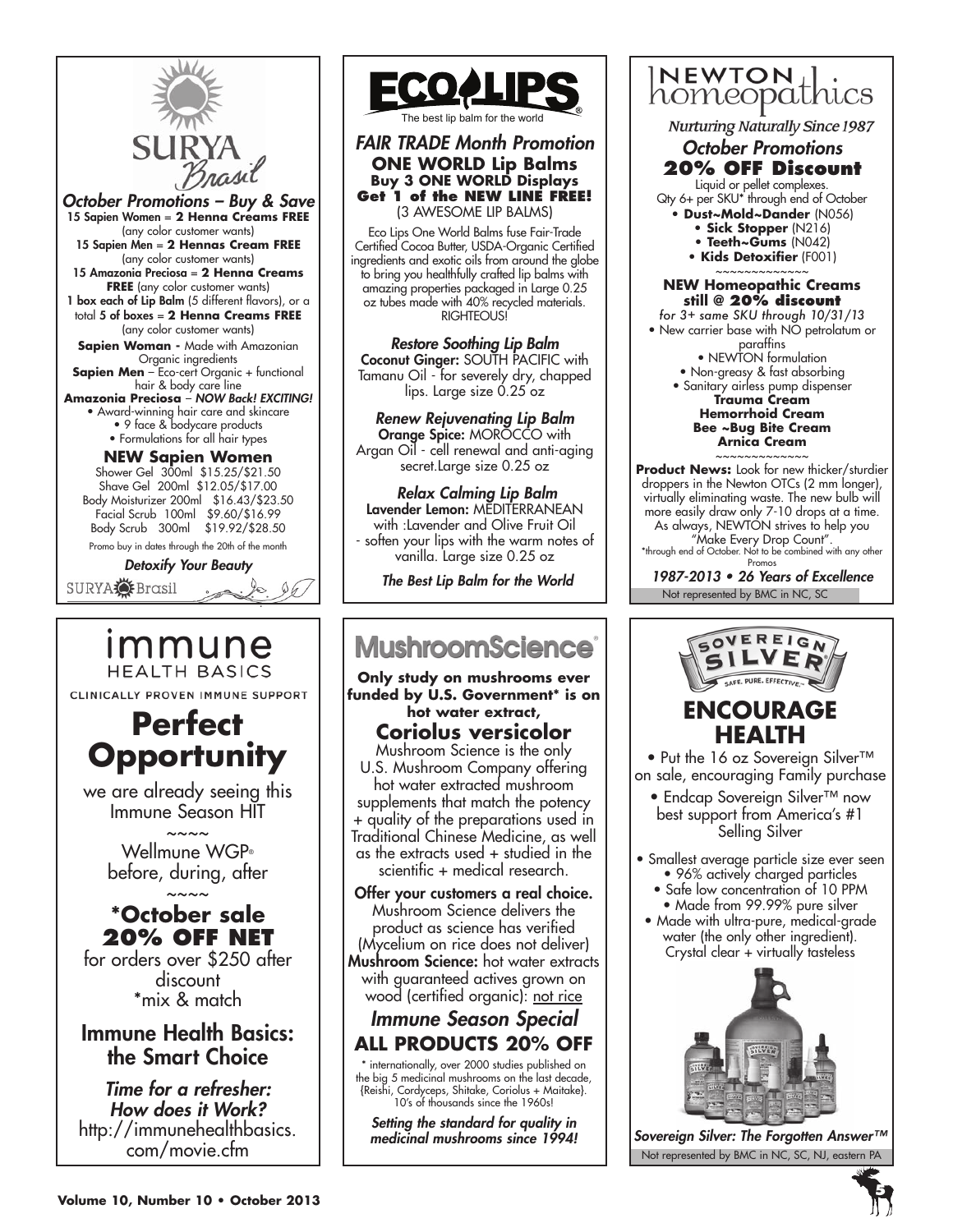## SURYA Brasil

*October Promotions – Buy & Save*

**15 Sapien Women = 2 Henna Creams FREE** (any color customer wants)

**15 Sapien Men = 2 Hennas Cream FREE** (any color customer wants)

**15 Amazonia Preciosa = 2 Henna Creams FREE** (any color customer wants)

**1 box each of Lip Balm** (5 different flavors), or a total **5 of boxes = 2 Henna Creams FREE** (any color customer wants)

**Sapien Woman -** Made with Amazonian Organic ingredients

**Sapien Men** – Eco-cert Organic + functional hair & body care line

**Amazonia Preciosa** – *NOW Back! EXCITING!*

- Award-winning hair care and skincare
- 9 face & bodycare products
- Formulations for all hair types

### NEW Sapien Women

| | | |
|---|---|---|
| Shower Gel | 300ml | $15.25/$21.50 |
| Shave Gel | 200ml | $12.05/$17.00 |
| Body Moisturizer | 200ml | $16.43/$23.50 |
| Facial Scrub | 100ml | $9.60/$16.99 |
| Body Scrub | 300ml | $19.92/$28.50 |

Promo buy in dates through the 20th of the month

*Detoxify Your Beauty*

SURYA Brasil

---

## ECOLIPS

The best lip balm for the world

*FAIR TRADE Month Promotion*

**ONE WORLD Lip Balms**
**Buy 3 ONE WORLD Displays**
**Get 1 of the NEW LINE FREE!**
(3 AWESOME LIP BALMS)

Eco Lips One World Balms fuse Fair-Trade Certified Cocoa Butter, USDA-Organic Certified ingredients and exotic oils from around the globe to bring you healthfully crafted lip balms with amazing properties packaged in Large 0.25 oz tubes made with 40% recycled materials. RIGHTEOUS!

*Restore Soothing Lip Balm*
**Coconut Ginger:** SOUTH PACIFIC with Tamanu Oil - for severely dry, chapped lips. Large size 0.25 oz

*Renew Rejuvenating Lip Balm*
**Orange Spice:** MOROCCO with Argan Oil - cell renewal and anti-aging secret.Large size 0.25 oz

*Relax Calming Lip Balm*
**Lavender Lemon:** MEDITERRANEAN with :Lavender and Olive Fruit Oil - soften your lips with the warm notes of vanilla. Large size 0.25 oz

*The Best Lip Balm for the World*

---

## NEWTON homeopathics

*Nurturing Naturally Since 1987*

*October Promotions*

**20% OFF Discount**

Liquid or pellet complexes.
Qty 6+ per SKU* through end of October

- **Dust~Mold~Dander** (N056)
- **Sick Stopper** (N216)
- **Teeth~Gums** (N042)
- **Kids Detoxifier** (F001)

~~~~~~~~~~~~~

**NEW Homeopathic Creams still @ 20% discount**
*for 3+ same SKU through 10/31/13*

- New carrier base with NO petrolatum or paraffins
- NEWTON formulation
- Non-greasy & fast absorbing
- Sanitary airless pump dispenser

**Trauma Cream**
**Hemorrhoid Cream**
**Bee ~Bug Bite Cream**
**Arnica Cream**

~~~~~~~~~~~~~

**Product News:** Look for new thicker/sturdier droppers in the Newton OTCs (2 mm longer), virtually eliminating waste. The new bulb will more easily draw only 7-10 drops at a time. As always, NEWTON strives to help you "Make Every Drop Count".

*through end of October. Not to be combined with any other Promos

*1987-2013 • 26 Years of Excellence*

Not represented by BMC in NC, SC

---

## immune HEALTH BASICS

CLINICALLY PROVEN IMMUNE SUPPORT

# Perfect Opportunity

we are already seeing this Immune Season HIT

~~~~

Wellmune WGP®
before, during, after

~~~~

**\*October sale**
**20% OFF NET**

for orders over $250 after discount
*mix & match

**Immune Health Basics: the Smart Choice**

*Time for a refresher: How does it Work?*
http://immunehealthbasics.com/movie.cfm

---

## MushroomScience®

**Only study on mushrooms ever funded by U.S. Government* is on hot water extract,**

**Coriolus versicolor**

Mushroom Science is the only U.S. Mushroom Company offering hot water extracted mushroom supplements that match the potency + quality of the preparations used in Traditional Chinese Medicine, as well as the extracts used + studied in the scientific + medical research.

**Offer your customers a real choice.** Mushroom Science delivers the product as science has verified (Mycelium on rice does not deliver)
**Mushroom Science:** hot water extracts with guaranteed actives grown on wood (certified organic): not rice

*Immune Season Special*

**ALL PRODUCTS 20% OFF**

* internationally, over 2000 studies published on the big 5 medicinal mushrooms on the last decade, (Reishi, Cordyceps, Shitake, Coriolus + Maitake). 10's of thousands since the 1960s!

*Setting the standard for quality in medicinal mushrooms since 1994!*

---

## SOVEREIGN SILVER®

SAFE. PURE. EFFECTIVE.™

# ENCOURAGE HEALTH

- Put the 16 oz Sovereign Silver™ on sale, encouraging Family purchase
- Endcap Sovereign Silver™ now best support from America's #1 Selling Silver

- Smallest average particle size ever seen
- 96% actively charged particles
- Safe low concentration of 10 PPM
- Made from 99.99% pure silver
- Made with ultra-pure, medical-grade water (the only other ingredient). Crystal clear + virtually tasteless

*Sovereign Silver: The Forgotten Answer™*

Not represented by BMC in NC, SC, NJ, eastern PA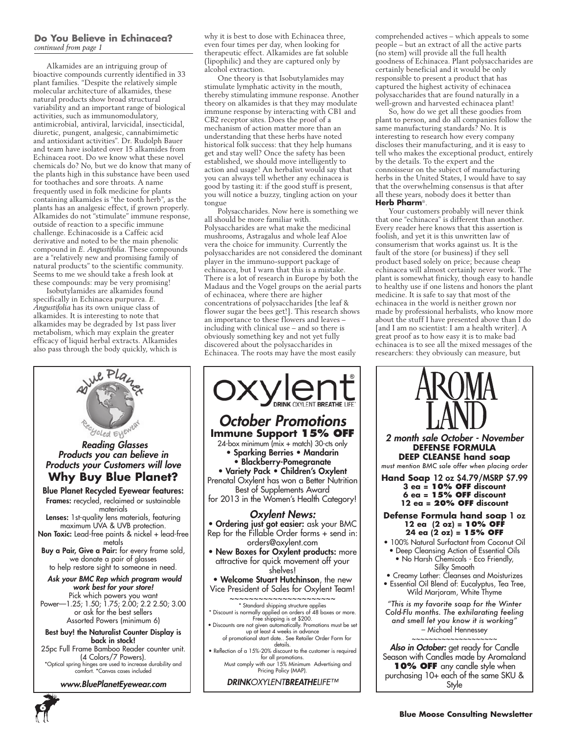### Do You Believe in Echinacea?

*continued from page 1*

Alkamides are an intriguing group of bioactive compounds currently identified in 33 plant families. "Despite the relatively simple molecular architecture of alkamides, these natural products show broad structural variability and an important range of biological activities, such as immunomodulatory, antimicrobial, antiviral, larvicidal, insecticidal, diuretic, pungent, analgesic, cannabimimetic and antioxidant activities". Dr. Rudolph Bauer and team have isolated over 15 alkamides from Echinacea root. Do we know what these novel chemicals do? No, but we do know that many of the plants high in this substance have been used for toothaches and sore throats. A name frequently used in folk medicine for plants containing alkamides is "the tooth herb", as the plants has an analgesic effect, if grown properly. Alkamides do not "stimulate" immune response, outside of reaction to a specific immune challenge. Echinacoside is a Caffeic acid derivative and noted to be the main phenolic compound in *E. Angustifolia*. These compounds are a "relatively new and promising family of natural products" to the scientific community. Seems to me we should take a fresh look at these compounds: may be very promising!

Isobutylamides are alkamides found specifically in Echinacea purpurea. *E. Angustifolia* has its own unique class of alkamides. It is interesting to note that alkamides may be degraded by 1st pass liver metabolism, which may explain the greater efficacy of liquid herbal extracts. Alkamides also pass through the body quickly, which is why it is best to dose with Echinacea three, even four times per day, when looking for therapeutic effect. Alkamides are fat soluble (lipophilic) and they are captured only by alcohol extraction.

One theory is that Isobutylamides may stimulate lymphatic activity in the mouth, thereby stimulating immune response. Another theory on alkamides is that they may modulate immune response by interacting with CB1 and CB2 receptor sites. Does the proof of a mechanism of action matter more than an understanding that these herbs have noted historical folk success: that they help humans get and stay well? Once the safety has been established, we should move intelligently to action and usage! An herbalist would say that you can always tell whether any echinacea is good by tasting it: if the good stuff is present, you will notice a buzzy, tingling action on your tongue

Polysaccharides. Now here is something we all should be more familiar with. Polysaccharides are what make the medicinal mushrooms, Astragalus and whole leaf Aloe vera the choice for immunity. Currently the polysaccharides are not considered the dominant player in the immuno-support package of echinacea, but I warn that this is a mistake. There is a lot of research in Europe by both the Madaus and the Vogel groups on the aerial parts of echinacea, where there are higher concentrations of polysaccharides [the leaf & flower sugar the bees get!]. This research shows an importance to these flowers and leaves – including with clinical use – and so there is obviously something key and not yet fully discovered about the polysaccharides in Echinacea. The roots may have the most easily comprehended actives – which appeals to some people – but an extract of all the active parts (no stem) will provide all the full health goodness of Echinacea. Plant polysaccharides are certainly beneficial and it would be only responsible to present a product that has captured the highest activity of echinacea polysaccharides that are found naturally in a well-grown and harvested echinacea plant!

So, how do we get all these goodies from plant to person, and do all companies follow the same manufacturing standards? No. It is interesting to research how every company discloses their manufacturing, and it is easy to tell who makes the exceptional product, entirely by the details. To the expert and the connoisseur on the subject of manufacturing herbs in the United States, I would have to say that the overwhelming consensus is that after all these years, nobody does it better than **Herb Pharm**®.

Your customers probably will never think that one "echinacea" is different than another. Every reader here knows that this assertion is foolish, and yet it is this unwritten law of consumerism that works against us. It is the fault of the store (or business) if they sell product based solely on price; because cheap echinacea will almost certainly never work. The plant is somewhat finicky, though easy to handle to healthy use if one listens and honors the plant medicine. It is safe to say that most of the echinacea in the world is neither grown nor made by professional herbalists, who know more about the stuff I have presented above than I do [and I am no scientist: I am a health writer]. A great proof as to how easy it is to make bad echinacea is to see all the mixed messages of the researchers: they obviously can measure, but

---

**Blue Planet** — Recycled Eyewear

*Reading Glasses*
*Products you can believe in*
*Products your Customers will love*

**Why Buy Blue Planet?**

**Blue Planet Recycled Eyewear features:**

**Frames:** recycled, reclaimed or sustainable materials

**Lenses:** 1st-quality lens materials, featuring maximum UVA & UVB protection.

**Non Toxic:** Lead-free paints & nickel + lead-free metals

**Buy a Pair, Give a Pair:** for every frame sold, we donate a pair of glasses to help restore sight to someone in need.

***Ask your BMC Rep which program would work best for your store!***

Pick which powers you want
Power—1.25; 1.50; 1.75; 2.00; 2.2 2.50; 3.00 or ask for the best sellers
Assorted Powers (minimum 6)

**Best buy! the Naturalist Counter Display is back in stock!**

25pc Full Frame Bamboo Reader counter unit. (4 Colors/7 Powers).
*Optical spring hinges are used to increase durability and comfort. *Canvas cases included

***www.BluePlanetEyewear.com***

---

**oxylent®** DRINK OXYLENT BREATHE LIFE™

## *October Promotions*

**Immune Support 15% OFF**

24-box minimum (mix + match) 30-cts only

- **Sparking Berries • Mandarin**
- **Blackberry-Pomegranate**
- **Variety Pack • Children's Oxylent**

Prenatal Oxylent has won a Better Nutrition Best of Supplements Award for 2013 in the Women's Health Category!

### *Oxylent News:*

- **Ordering just got easier:** ask your BMC Rep for the Fillable Order forms + send in: orders@oxylent.com
- **New Boxes for Oxylent products:** more attractive for quick movement off your shelves!
- **Welcome Stuart Hutchinson**, the new Vice President of Sales for Oxylent Team!

~~~~~~~~~~~~~~~~~~~~~~

\* Standard shipping structure applies
\* Discount is normally applied on orders of 48 boxes or more. Free shipping is at $200.
• Discounts are not given automatically. Promotions must be set up at least 4 weeks in advance of promotional start date.. See Retailer Order Form for details.
• Reflection of a 15%-20% discount to the customer is required for all promotions. Must comply with our 15% Minimum Advertising and Pricing Policy (MAP).

***DRINK**OXYLENT**BREATHE**LIFE™*

---

**AROMA LAND**

*2 month sale October - November*

**DEFENSE FORMULA**
**DEEP CLEANSE hand soap**

*must mention BMC sale offer when placing order*

**Hand Soap** 12 oz $4.79/MSRP $7.99
**3 ea = 10% OFF discount**
**6 ea = 15% OFF discount**
**12 ea = 20% OFF discount**

**Defense Formula hand soap** 1 oz
**12 ea (2 oz) = 10% OFF**
**24 ea (2 oz) = 15% OFF**

- 100% Natural Surfactant from Coconut Oil
- Deep Cleansing Action of Essential Oils
- No Harsh Chemicals - Eco Friendly, Silky Smooth
- Creamy Lather: Cleanses and Moisturizes
- Essential Oil Blend of: Eucalyptus, Tea Tree, Wild Marjoram, White Thyme

*"This is my favorite soap for the Winter Cold-Flu months. The exhilarating feeling and smell let you know it is working"*
– Michael Hennessey

~~~~~~~~~~~~~~~~~~~~

***Also in October:*** get ready for Candle Season with Candles made by Aromaland **10% OFF** any candle style when purchasing 10+ each of the same SKU & Style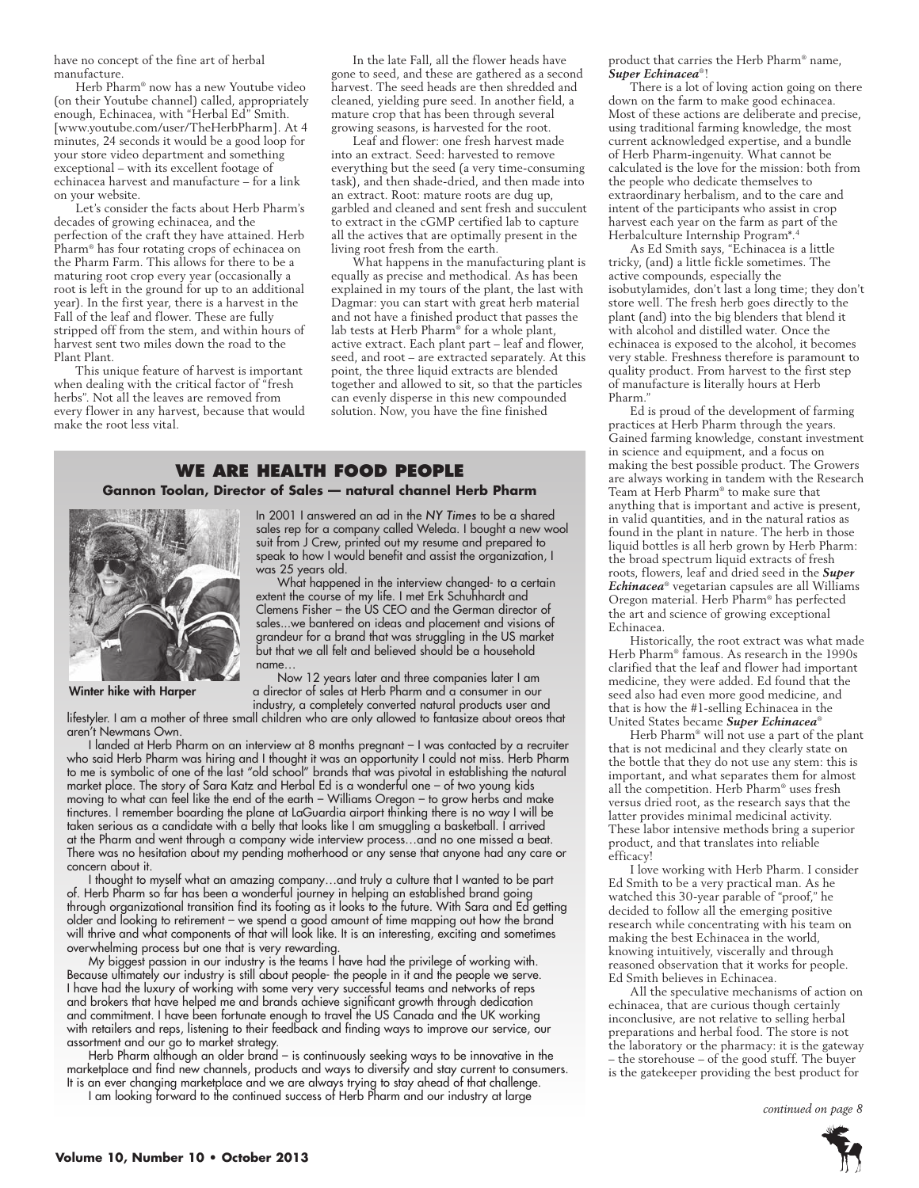have no concept of the fine art of herbal manufacture.

Herb Pharm® now has a new Youtube video (on their Youtube channel) called, appropriately enough, Echinacea, with "Herbal Ed" Smith. [www.youtube.com/user/TheHerbPharm]. At 4 minutes, 24 seconds it would be a good loop for your store video department and something exceptional – with its excellent footage of echinacea harvest and manufacture – for a link on your website.

Let's consider the facts about Herb Pharm's decades of growing echinacea, and the perfection of the craft they have attained. Herb Pharm® has four rotating crops of echinacea on the Pharm Farm. This allows for there to be a maturing root crop every year (occasionally a root is left in the ground for up to an additional year). In the first year, there is a harvest in the Fall of the leaf and flower. These are fully stripped off from the stem, and within hours of harvest sent two miles down the road to the Plant Plant.

This unique feature of harvest is important when dealing with the critical factor of "fresh herbs". Not all the leaves are removed from every flower in any harvest, because that would make the root less vital.

In the late Fall, all the flower heads have gone to seed, and these are gathered as a second harvest. The seed heads are then shredded and cleaned, yielding pure seed. In another field, a mature crop that has been through several growing seasons, is harvested for the root.

Leaf and flower: one fresh harvest made into an extract. Seed: harvested to remove everything but the seed (a very time-consuming task), and then shade-dried, and then made into an extract. Root: mature roots are dug up, garbled and cleaned and sent fresh and succulent to extract in the cGMP certified lab to capture all the actives that are optimally present in the living root fresh from the earth.

What happens in the manufacturing plant is equally as precise and methodical. As has been explained in my tours of the plant, the last with Dagmar: you can start with great herb material and not have a finished product that passes the lab tests at Herb Pharm® for a whole plant, active extract. Each plant part – leaf and flower, seed, and root – are extracted separately. At this point, the three liquid extracts are blended together and allowed to sit, so that the particles can evenly disperse in this new compounded solution. Now, you have the fine finished product that carries the Herb Pharm® name, ***Super Echinacea***®!

There is a lot of loving action going on there down on the farm to make good echinacea. Most of these actions are deliberate and precise, using traditional farming knowledge, the most current acknowledged expertise, and a bundle of Herb Pharm-ingenuity. What cannot be calculated is the love for the mission: both from the people who dedicate themselves to extraordinary herbalism, and to the care and intent of the participants who assist in crop harvest each year on the farm as part of the Herbalculture Internship Program®.[4]

As Ed Smith says, "Echinacea is a little tricky, (and) a little fickle sometimes. The active compounds, especially the isobutylamides, don't last a long time; they don't store well. The fresh herb goes directly to the plant (and) into the big blenders that blend it with alcohol and distilled water. Once the echinacea is exposed to the alcohol, it becomes very stable. Freshness therefore is paramount to quality product. From harvest to the first step of manufacture is literally hours at Herb Pharm."

Ed is proud of the development of farming practices at Herb Pharm through the years. Gained farming knowledge, constant investment in science and equipment, and a focus on making the best possible product. The Growers are always working in tandem with the Research Team at Herb Pharm® to make sure that anything that is important and active is present, in valid quantities, and in the natural ratios as found in the plant in nature. The herb in those liquid bottles is all herb grown by Herb Pharm: the broad spectrum liquid extracts of fresh roots, flowers, leaf and dried seed in the ***Super Echinacea***® vegetarian capsules are all Williams Oregon material. Herb Pharm® has perfected the art and science of growing exceptional Echinacea.

Historically, the root extract was what made Herb Pharm® famous. As research in the 1990s clarified that the leaf and flower had important medicine, they were added. Ed found that the seed also had even more good medicine, and that is how the #1-selling Echinacea in the United States became ***Super Echinacea***®

Herb Pharm® will not use a part of the plant that is not medicinal and they clearly state on the bottle that they do not use any stem: this is important, and what separates them for almost all the competition. Herb Pharm® uses fresh versus dried root, as the research says that the latter provides minimal medicinal activity. These labor intensive methods bring a superior product, and that translates into reliable efficacy!

I love working with Herb Pharm. I consider Ed Smith to be a very practical man. As he watched this 30-year parable of "proof," he decided to follow all the emerging positive research while concentrating with his team on making the best Echinacea in the world, knowing intuitively, viscerally and through reasoned observation that it works for people. Ed Smith believes in Echinacea.

All the speculative mechanisms of action on echinacea, that are curious though certainly inconclusive, are not relative to selling herbal preparations and herbal food. The store is not the laboratory or the pharmacy: it is the gateway – the storehouse – of the good stuff. The buyer is the gatekeeper providing the best product for

*continued on page 8*

## WE ARE HEALTH FOOD PEOPLE

### Gannon Toolan, Director of Sales — natural channel Herb Pharm

**Winter hike with Harper**

In 2001 I answered an ad in the *NY Times* to be a shared sales rep for a company called Weleda. I bought a new wool suit from J Crew, printed out my resume and prepared to speak to how I would benefit and assist the organization, I was 25 years old.

What happened in the interview changed- to a certain extent the course of my life. I met Erk Schuhhardt and Clemens Fisher – the US CEO and the German director of sales...we bantered on ideas and placement and visions of grandeur for a brand that was struggling in the US market but that we all felt and believed should be a household name…

Now 12 years later and three companies later I am a director of sales at Herb Pharm and a consumer in our industry, a completely converted natural products user and lifestyler. I am a mother of three small children who are only allowed to fantasize about oreos that aren't Newmans Own.

I landed at Herb Pharm on an interview at 8 months pregnant – I was contacted by a recruiter who said Herb Pharm was hiring and I thought it was an opportunity I could not miss. Herb Pharm to me is symbolic of one of the last "old school" brands that was pivotal in establishing the natural market place. The story of Sara Katz and Herbal Ed is a wonderful one – of two young kids moving to what can feel like the end of the earth – Williams Oregon – to grow herbs and make tinctures. I remember boarding the plane at LaGuardia airport thinking there is no way I will be taken serious as a candidate with a belly that looks like I am smuggling a basketball. I arrived at the Pharm and went through a company wide interview process…and no one missed a beat. There was no hesitation about my pending motherhood or any sense that anyone had any care or concern about it.

I thought to myself what an amazing company…and truly a culture that I wanted to be part of. Herb Pharm so far has been a wonderful journey in helping an established brand going through organizational transition find its footing as it looks to the future. With Sara and Ed getting older and looking to retirement – we spend a good amount of time mapping out how the brand will thrive and what components of that will look like. It is an interesting, exciting and sometimes overwhelming process but one that is very rewarding.

My biggest passion in our industry is the teams I have had the privilege of working with. Because ultimately our industry is still about people- the people in it and the people we serve. I have had the luxury of working with some very very successful teams and networks of reps and brokers that have helped me and brands achieve significant growth through dedication and commitment. I have been fortunate enough to travel the US Canada and the UK working with retailers and reps, listening to their feedback and finding ways to improve our service, our assortment and our go to market strategy.

Herb Pharm although an older brand – is continuously seeking ways to be innovative in the marketplace and find new channels, products and ways to diversify and stay current to consumers. It is an ever changing marketplace and we are always trying to stay ahead of that challenge.

I am looking forward to the continued success of Herb Pharm and our industry at large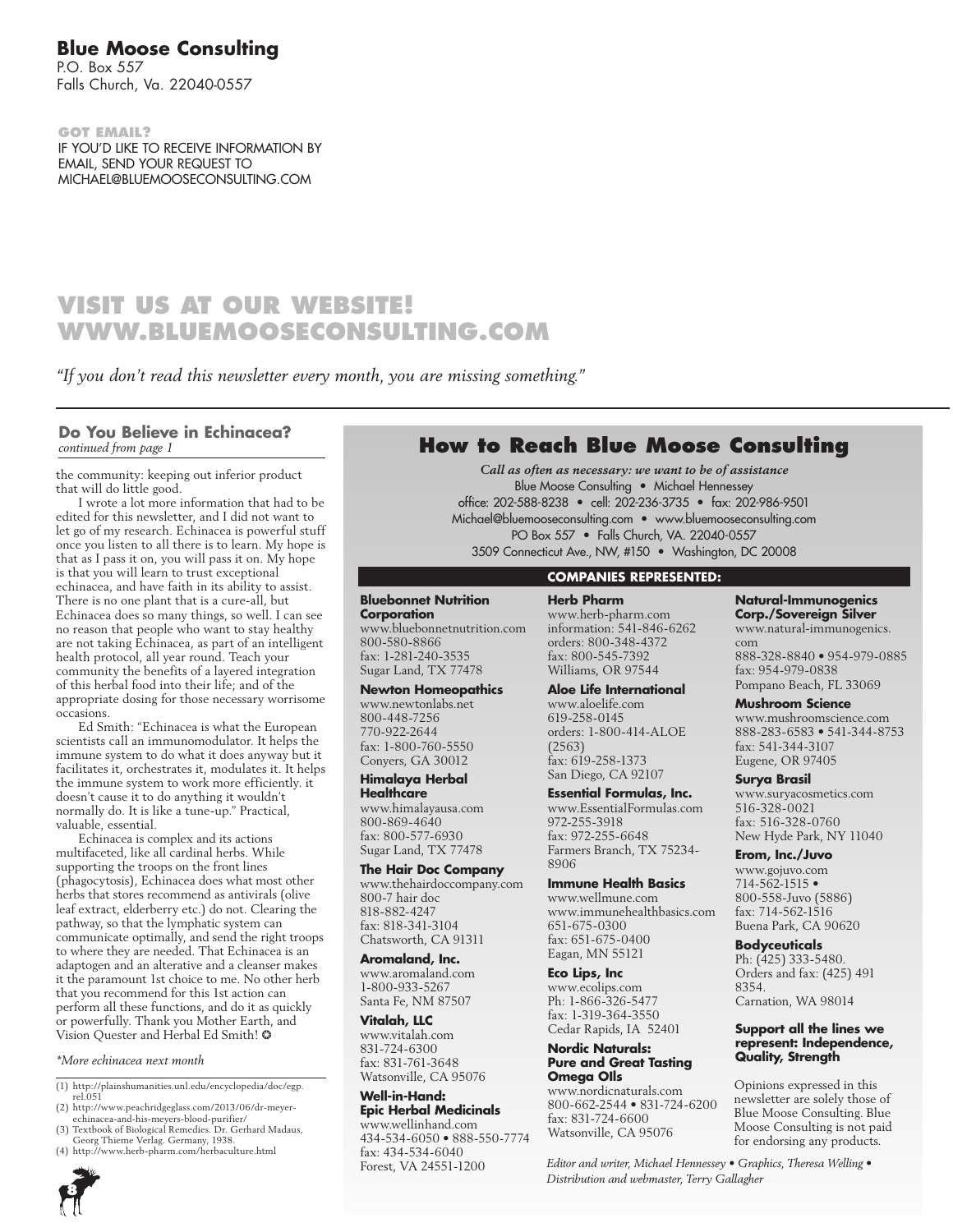## Blue Moose Consulting

P.O. Box 557
Falls Church, Va. 22040-0557

**GOT EMAIL?**
IF YOU'D LIKE TO RECEIVE INFORMATION BY EMAIL, SEND YOUR REQUEST TO MICHAEL@BLUEMOOSECONSULTING.COM

## VISIT US AT OUR WEBSITE! WWW.BLUEMOOSECONSULTING.COM

*"If you don't read this newsletter every month, you are missing something."*

### Do You Believe in Echinacea?

*continued from page 1*

the community: keeping out inferior product that will do little good.

I wrote a lot more information that had to be edited for this newsletter, and I did not want to let go of my research. Echinacea is powerful stuff once you listen to all there is to learn. My hope is that as I pass it on, you will pass it on. My hope is that you will learn to trust exceptional echinacea, and have faith in its ability to assist. There is no one plant that is a cure-all, but Echinacea does so many things, so well. I can see no reason that people who want to stay healthy are not taking Echinacea, as part of an intelligent health protocol, all year round. Teach your community the benefits of a layered integration of this herbal food into their life; and of the appropriate dosing for those necessary worrisome occasions.

Ed Smith: "Echinacea is what the European scientists call an immunomodulator. It helps the immune system to do what it does anyway but it facilitates it, orchestrates it, modulates it. It helps the immune system to work more efficiently. it doesn't cause it to do anything it wouldn't normally do. It is like a tune-up." Practical, valuable, essential.

Echinacea is complex and its actions multifaceted, like all cardinal herbs. While supporting the troops on the front lines (phagocytosis), Echinacea does what most other herbs that stores recommend as antivirals (olive leaf extract, elderberry etc.) do not. Clearing the pathway, so that the lymphatic system can communicate optimally, and send the right troops to where they are needed. That Echinacea is an adaptogen and an alterative and a cleanser makes it the paramount 1st choice to me. No other herb that you recommend for this 1st action can perform all these functions, and do it as quickly or powerfully. Thank you Mother Earth, and Vision Quester and Herbal Ed Smith! ✪

*\*More echinacea next month*

(1) http://plainshumanities.unl.edu/encyclopedia/doc/egp.rel.051
(2) http://www.peachridgeglass.com/2013/06/dr-meyer-echinacea-and-his-meyers-blood-purifier/
(3) Textbook of Biological Remedies. Dr. Gerhard Madaus, Georg Thieme Verlag. Germany, 1938.
(4) http://www.herb-pharm.com/herbaculture.html

## How to Reach Blue Moose Consulting

*Call as often as necessary: we want to be of assistance*
Blue Moose Consulting • Michael Hennessey
office: 202-588-8238 • cell: 202-236-3735 • fax: 202-986-9501
Michael@bluemooseconsulting.com • www.bluemooseconsulting.com
PO Box 557 • Falls Church, VA. 22040-0557
3509 Connecticut Ave., NW, #150 • Washington, DC 20008

### COMPANIES REPRESENTED:

**Bluebonnet Nutrition Corporation**
www.bluebonnetnutrition.com
800-580-8866
fax: 1-281-240-3535
Sugar Land, TX 77478

**Newton Homeopathics**
www.newtonlabs.net
800-448-7256
770-922-2644
fax: 1-800-760-5550
Conyers, GA 30012

**Himalaya Herbal Healthcare**
www.himalayausa.com
800-869-4640
fax: 800-577-6930
Sugar Land, TX 77478

**The Hair Doc Company**
www.thehairdoccompany.com
800-7 hair doc
818-882-4247
fax: 818-341-3104
Chatsworth, CA 91311

**Aromaland, Inc.**
www.aromaland.com
1-800-933-5267
Santa Fe, NM 87507

**Vitalah, LLC**
www.vitalah.com
831-724-6300
fax: 831-761-3648
Watsonville, CA 95076

**Well-in-Hand: Epic Herbal Medicinals**
www.wellinhand.com
434-534-6050 • 888-550-7774
fax: 434-534-6040
Forest, VA 24551-1200

**Herb Pharm**
www.herb-pharm.com
information: 541-846-6262
orders: 800-348-4372
fax: 800-545-7392
Williams, OR 97544

**Aloe Life International**
www.aloelife.com
619-258-0145
orders: 1-800-414-ALOE (2563)
fax: 619-258-1373
San Diego, CA 92107

**Essential Formulas, Inc.**
www.EssentialFormulas.com
972-255-3918
fax: 972-255-6648
Farmers Branch, TX 75234-8906

**Immune Health Basics**
www.wellmune.com
www.immunehealthbasics.com
651-675-0300
fax: 651-675-0400
Eagan, MN 55121

**Eco Lips, Inc**
www.ecolips.com
Ph: 1-866-326-5477
fax: 1-319-364-3550
Cedar Rapids, IA 52401

**Nordic Naturals: Pure and Great Tasting Omega OIls**
www.nordicnaturals.com
800-662-2544 • 831-724-6200
fax: 831-724-6600
Watsonville, CA 95076

**Natural-Immunogenics Corp./Sovereign Silver**
www.natural-immunogenics.com
888-328-8840 • 954-979-0885
fax: 954-979-0838
Pompano Beach, FL 33069

**Mushroom Science**
www.mushroomscience.com
888-283-6583 • 541-344-8753
fax: 541-344-3107
Eugene, OR 97405

**Surya Brasil**
www.suryacosmetics.com
516-328-0021
fax: 516-328-0760
New Hyde Park, NY 11040

**Erom, Inc./Juvo**
www.gojuvo.com
714-562-1515 •
800-558-Juvo (5886)
fax: 714-562-1516
Buena Park, CA 90620

**Bodyceuticals**
Ph: (425) 333-5480.
Orders and fax: (425) 491 8354.
Carnation, WA 98014

**Support all the lines we represent: Independence, Quality, Strength**

Opinions expressed in this newsletter are solely those of Blue Moose Consulting. Blue Moose Consulting is not paid for endorsing any products.

*Editor and writer, Michael Hennessey • Graphics, Theresa Welling • Distribution and webmaster, Terry Gallagher*